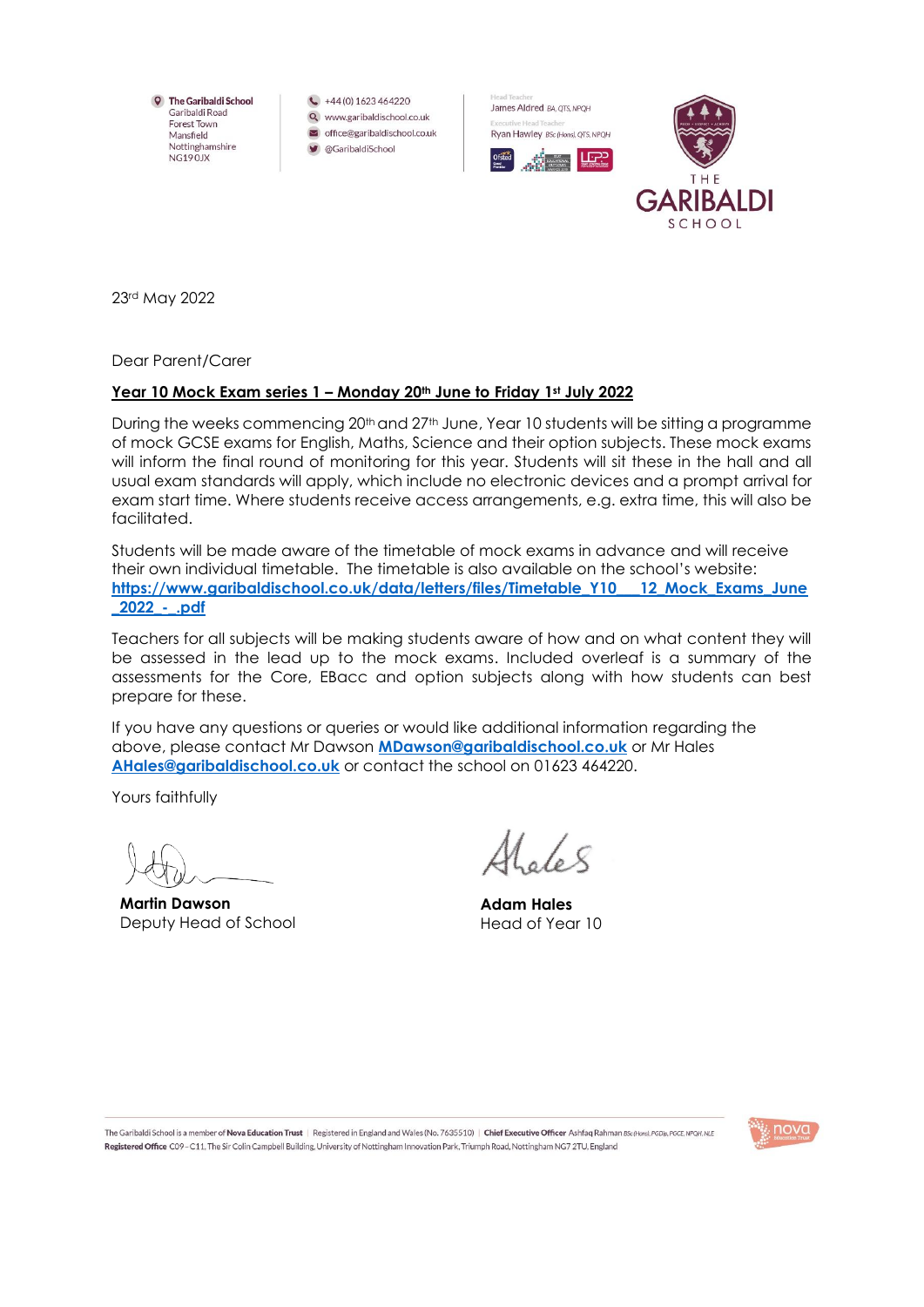The Garibaldi School
Garibaldi Road
Forest Town
Mansfield
Nottinghamshire
NG19 0JX

+44 (0) 1623 464220
www.garibaldischool.co.uk
office@garibaldischool.co.uk
@GaribaldiSchool

Head Teacher
James Aldred BA, QTS, NPQH
Executive Head Teacher
Ryan Hawley BSc (Hons), QTS, NPQH

THE GARIBALDI SCHOOL

23rd May 2022

Dear Parent/Carer

**Year 10 Mock Exam series 1 – Monday 20th June to Friday 1st July 2022**

During the weeks commencing 20th and 27th June, Year 10 students will be sitting a programme of mock GCSE exams for English, Maths, Science and their option subjects. These mock exams will inform the final round of monitoring for this year. Students will sit these in the hall and all usual exam standards will apply, which include no electronic devices and a prompt arrival for exam start time. Where students receive access arrangements, e.g. extra time, this will also be facilitated.

Students will be made aware of the timetable of mock exams in advance and will receive their own individual timetable. The timetable is also available on the school's website: **https://www.garibaldischool.co.uk/data/letters/files/Timetable_Y10___12_Mock_Exams_June_2022_-_.pdf**

Teachers for all subjects will be making students aware of how and on what content they will be assessed in the lead up to the mock exams. Included overleaf is a summary of the assessments for the Core, EBacc and option subjects along with how students can best prepare for these.

If you have any questions or queries or would like additional information regarding the above, please contact Mr Dawson **MDawson@garibaldischool.co.uk** or Mr Hales **AHales@garibaldischool.co.uk** or contact the school on 01623 464220.

Yours faithfully

**Martin Dawson**
Deputy Head of School

**Adam Hales**
Head of Year 10

The Garibaldi School is a member of Nova Education Trust | Registered in England and Wales (No. 7635510) | Chief Executive Officer Ashfaq Rahman BSc (Hons), PGDip, PGCE, NPQH, NLE
Registered Office C09 - C11, The Sir Colin Campbell Building, University of Nottingham Innovation Park, Triumph Road, Nottingham NG7 2TU, England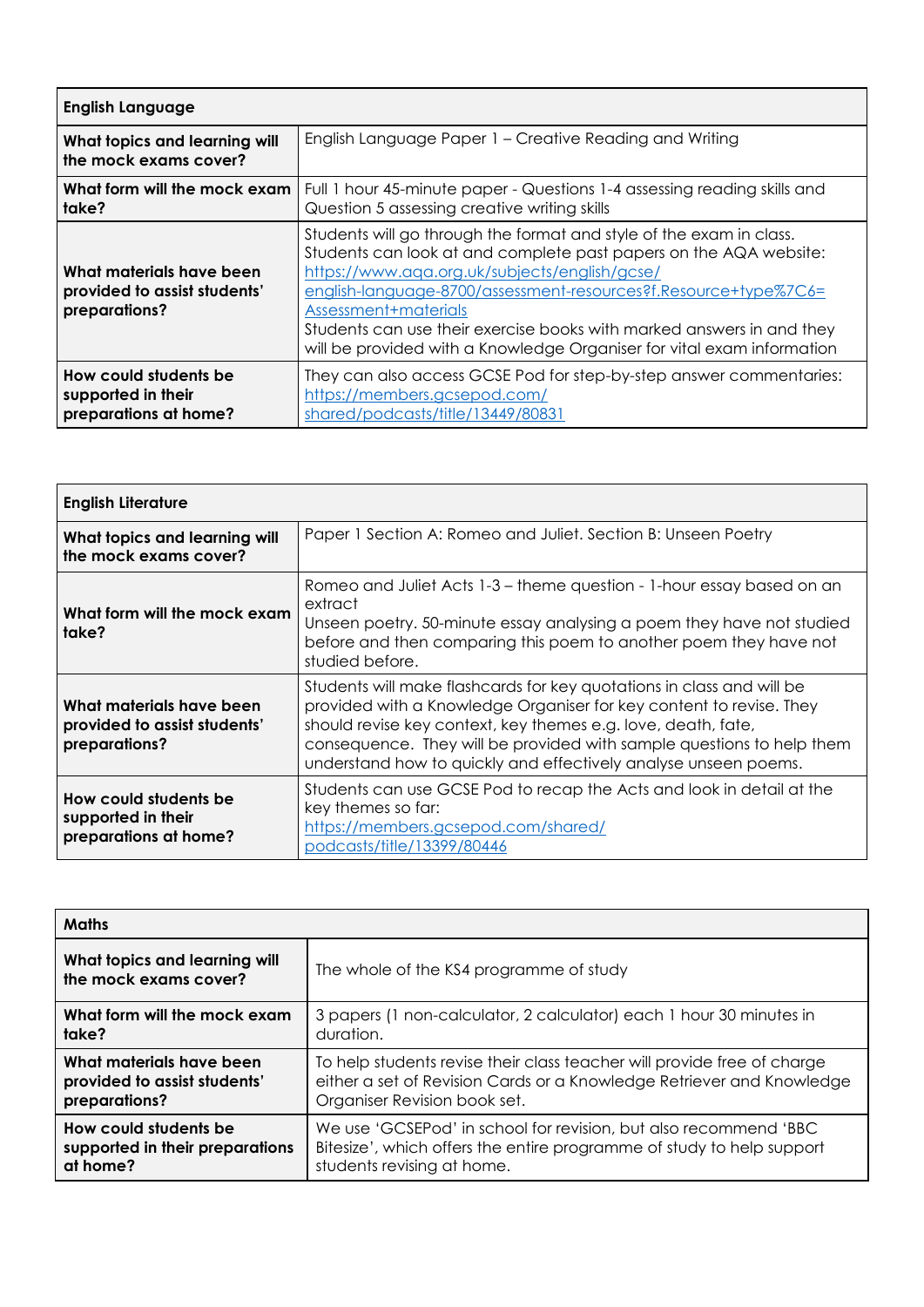| English Language | |
|---|---|
| **What topics and learning will the mock exams cover?** | English Language Paper 1 – Creative Reading and Writing |
| **What form will the mock exam take?** | Full 1 hour 45-minute paper - Questions 1-4 assessing reading skills and Question 5 assessing creative writing skills |
| **What materials have been provided to assist students' preparations?** | Students will go through the format and style of the exam in class. Students can look at and complete past papers on the AQA website: https://www.aqa.org.uk/subjects/english/gcse/english-language-8700/assessment-resources?f.Resource+type%7C6=Assessment+materials Students can use their exercise books with marked answers in and they will be provided with a Knowledge Organiser for vital exam information |
| **How could students be supported in their preparations at home?** | They can also access GCSE Pod for step-by-step answer commentaries: https://members.gcsepod.com/shared/podcasts/title/13449/80831 |

| English Literature | |
|---|---|
| **What topics and learning will the mock exams cover?** | Paper 1 Section A: Romeo and Juliet. Section B: Unseen Poetry |
| **What form will the mock exam take?** | Romeo and Juliet Acts 1-3 – theme question - 1-hour essay based on an extract<br>Unseen poetry. 50-minute essay analysing a poem they have not studied before and then comparing this poem to another poem they have not studied before. |
| **What materials have been provided to assist students' preparations?** | Students will make flashcards for key quotations in class and will be provided with a Knowledge Organiser for key content to revise. They should revise key context, key themes e.g. love, death, fate, consequence. They will be provided with sample questions to help them understand how to quickly and effectively analyse unseen poems. |
| **How could students be supported in their preparations at home?** | Students can use GCSE Pod to recap the Acts and look in detail at the key themes so far: https://members.gcsepod.com/shared/podcasts/title/13399/80446 |

| Maths | |
|---|---|
| **What topics and learning will the mock exams cover?** | The whole of the KS4 programme of study |
| **What form will the mock exam take?** | 3 papers (1 non-calculator, 2 calculator) each 1 hour 30 minutes in duration. |
| **What materials have been provided to assist students' preparations?** | To help students revise their class teacher will provide free of charge either a set of Revision Cards or a Knowledge Retriever and Knowledge Organiser Revision book set. |
| **How could students be supported in their preparations at home?** | We use 'GCSEPod' in school for revision, but also recommend 'BBC Bitesize', which offers the entire programme of study to help support students revising at home. |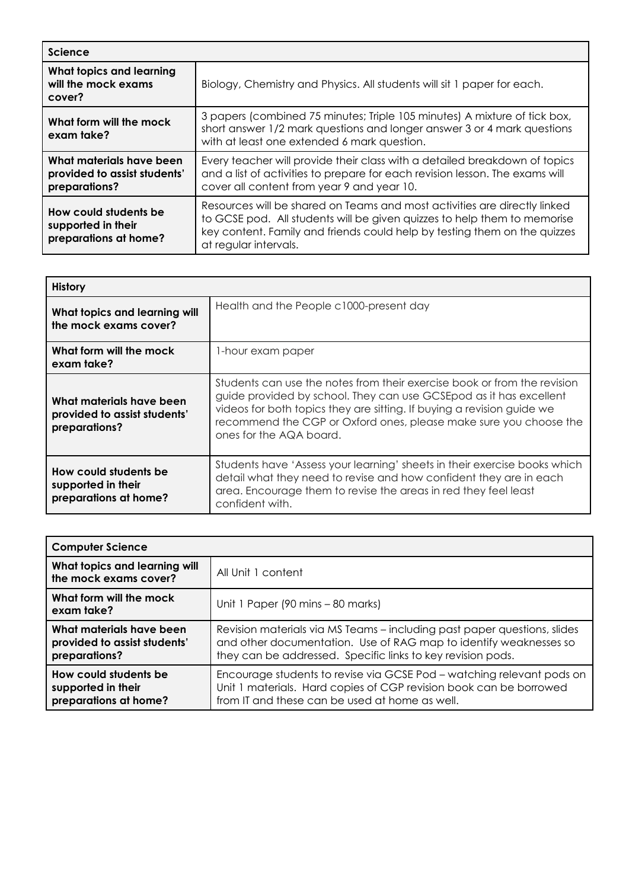| Science | |
|---|---|
| **What topics and learning will the mock exams cover?** | Biology, Chemistry and Physics. All students will sit 1 paper for each. |
| **What form will the mock exam take?** | 3 papers (combined 75 minutes; Triple 105 minutes) A mixture of tick box, short answer 1/2 mark questions and longer answer 3 or 4 mark questions with at least one extended 6 mark question. |
| **What materials have been provided to assist students' preparations?** | Every teacher will provide their class with a detailed breakdown of topics and a list of activities to prepare for each revision lesson. The exams will cover all content from year 9 and year 10. |
| **How could students be supported in their preparations at home?** | Resources will be shared on Teams and most activities are directly linked to GCSE pod. All students will be given quizzes to help them to memorise key content. Family and friends could help by testing them on the quizzes at regular intervals. |

| History | |
|---|---|
| **What topics and learning will the mock exams cover?** | Health and the People c1000-present day |
| **What form will the mock exam take?** | 1-hour exam paper |
| **What materials have been provided to assist students' preparations?** | Students can use the notes from their exercise book or from the revision guide provided by school. They can use GCSEpod as it has excellent videos for both topics they are sitting. If buying a revision guide we recommend the CGP or Oxford ones, please make sure you choose the ones for the AQA board. |
| **How could students be supported in their preparations at home?** | Students have 'Assess your learning' sheets in their exercise books which detail what they need to revise and how confident they are in each area. Encourage them to revise the areas in red they feel least confident with. |

| Computer Science | |
|---|---|
| **What topics and learning will the mock exams cover?** | All Unit 1 content |
| **What form will the mock exam take?** | Unit 1 Paper (90 mins – 80 marks) |
| **What materials have been provided to assist students' preparations?** | Revision materials via MS Teams – including past paper questions, slides and other documentation. Use of RAG map to identify weaknesses so they can be addressed. Specific links to key revision pods. |
| **How could students be supported in their preparations at home?** | Encourage students to revise via GCSE Pod – watching relevant pods on Unit 1 materials. Hard copies of CGP revision book can be borrowed from IT and these can be used at home as well. |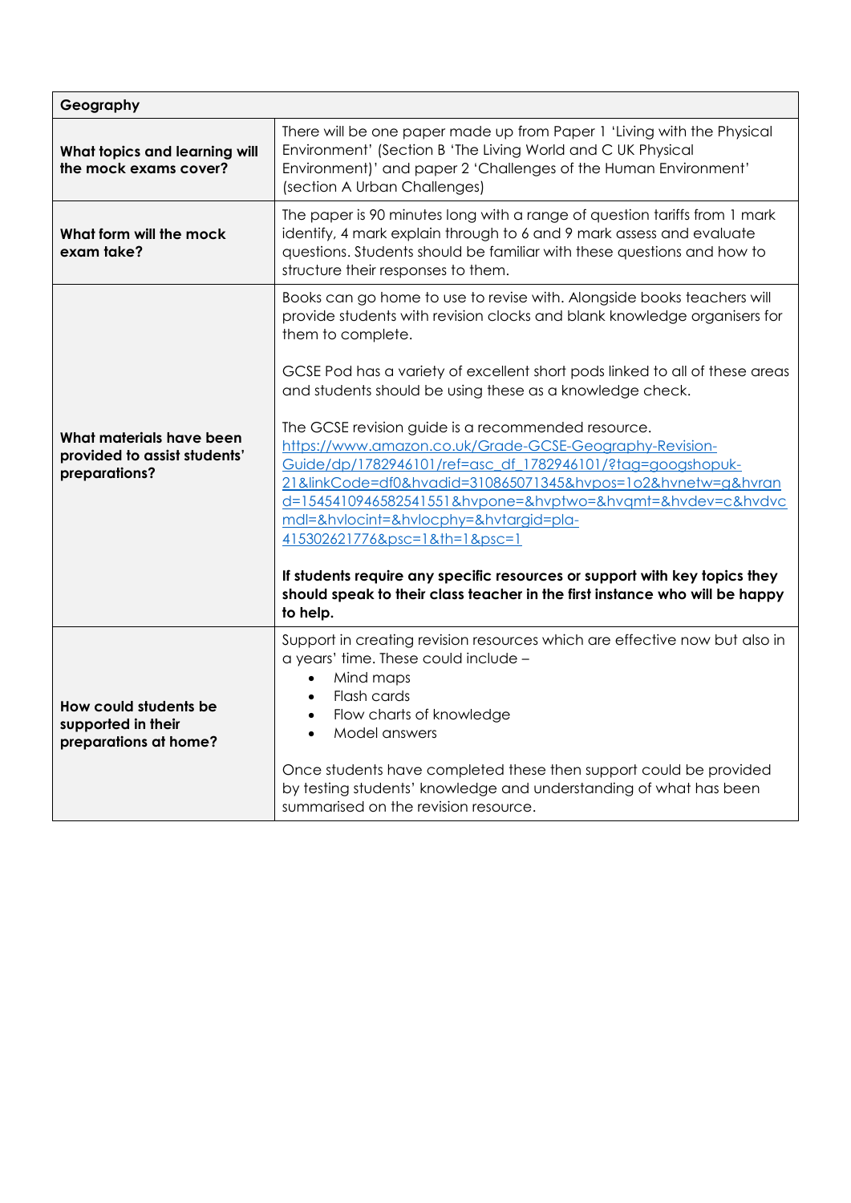| Geography | |
|---|---|
| **What topics and learning will the mock exams cover?** | There will be one paper made up from Paper 1 'Living with the Physical Environment' (Section B 'The Living World and C UK Physical Environment)' and paper 2 'Challenges of the Human Environment' (section A Urban Challenges) |
| **What form will the mock exam take?** | The paper is 90 minutes long with a range of question tariffs from 1 mark identify, 4 mark explain through to 6 and 9 mark assess and evaluate questions. Students should be familiar with these questions and how to structure their responses to them. |
| **What materials have been provided to assist students' preparations?** | Books can go home to use to revise with. Alongside books teachers will provide students with revision clocks and blank knowledge organisers for them to complete.<br><br>GCSE Pod has a variety of excellent short pods linked to all of these areas and students should be using these as a knowledge check.<br><br>The GCSE revision guide is a recommended resource. [https://www.amazon.co.uk/Grade-GCSE-Geography-Revision-Guide/dp/1782946101/ref=asc_df_1782946101/?tag=googshopuk-21&linkCode=df0&hvadid=310865071345&hvpos=1o2&hvnetw=g&hvrand=15454109465825415551&hvpone=&hvptwo=&hvqmt=&hvdev=c&hvdvcmdl=&hvlocint=&hvlocphy=&hvtargid=pla-415302621776&psc=1&th=1&psc=1](https://www.amazon.co.uk/Grade-GCSE-Geography-Revision-Guide/dp/1782946101/ref=asc_df_1782946101/?tag=googshopuk-21&linkCode=df0&hvadid=310865071345&hvpos=1o2&hvnetw=g&hvrand=15454109465825415551&hvpone=&hvptwo=&hvqmt=&hvdev=c&hvdvcmdl=&hvlocint=&hvlocphy=&hvtargid=pla-415302621776&psc=1&th=1&psc=1)<br><br>**If students require any specific resources or support with key topics they should speak to their class teacher in the first instance who will be happy to help.** |
| **How could students be supported in their preparations at home?** | Support in creating revision resources which are effective now but also in a years' time. These could include –<br>• Mind maps<br>• Flash cards<br>• Flow charts of knowledge<br>• Model answers<br><br>Once students have completed these then support could be provided by testing students' knowledge and understanding of what has been summarised on the revision resource. |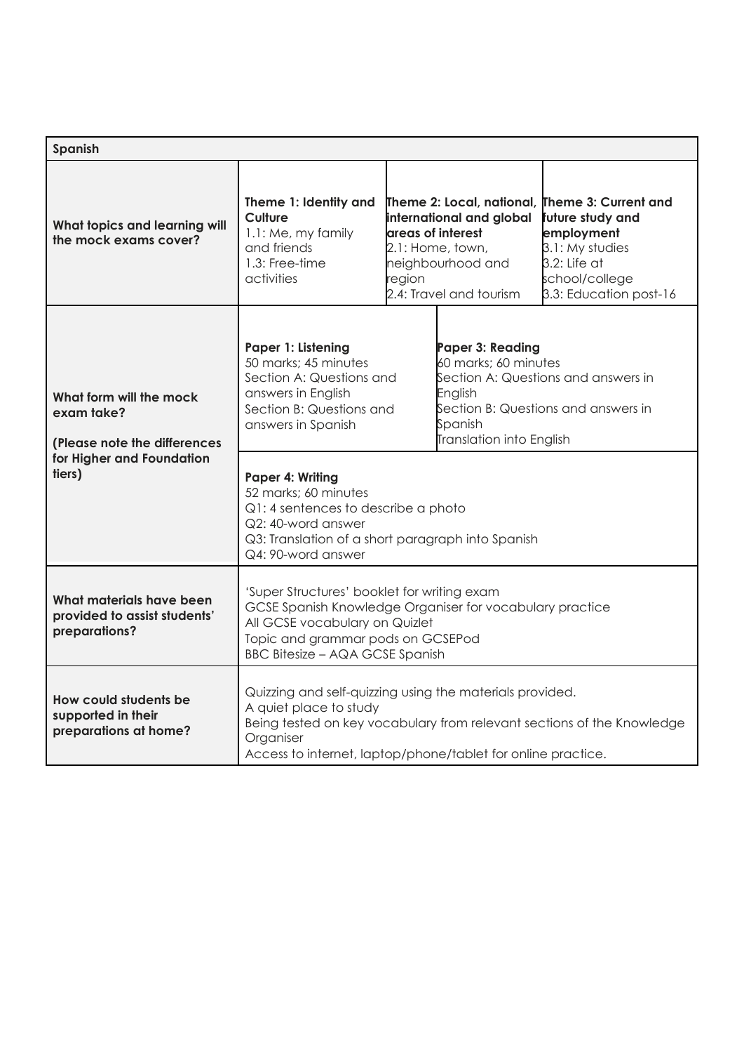| Spanish | | | |
|---|---|---|---|
| **What topics and learning will the mock exams cover?** | **Theme 1: Identity and Culture**<br>1.1: Me, my family and friends<br>1.3: Free-time activities | **Theme 2: Local, national, international and global areas of interest**<br>2.1: Home, town, neighbourhood and region<br>2.4: Travel and tourism | **Theme 3: Current and future study and employment**<br>3.1: My studies<br>3.2: Life at school/college<br>3.3: Education post-16 |
| **What form will the mock exam take?**<br><br>**(Please note the differences for Higher and Foundation tiers)** | **Paper 1: Listening**<br>50 marks; 45 minutes<br>Section A: Questions and answers in English<br>Section B: Questions and answers in Spanish | **Paper 3: Reading**<br>60 marks; 60 minutes<br>Section A: Questions and answers in English<br>Section B: Questions and answers in Spanish<br>Translation into English | |
| | **Paper 4: Writing**<br>52 marks; 60 minutes<br>Q1: 4 sentences to describe a photo<br>Q2: 40-word answer<br>Q3: Translation of a short paragraph into Spanish<br>Q4: 90-word answer | | |
| **What materials have been provided to assist students' preparations?** | 'Super Structures' booklet for writing exam<br>GCSE Spanish Knowledge Organiser for vocabulary practice<br>All GCSE vocabulary on Quizlet<br>Topic and grammar pods on GCSEPod<br>BBC Bitesize – AQA GCSE Spanish | | |
| **How could students be supported in their preparations at home?** | Quizzing and self-quizzing using the materials provided.<br>A quiet place to study<br>Being tested on key vocabulary from relevant sections of the Knowledge Organiser<br>Access to internet, laptop/phone/tablet for online practice. | | |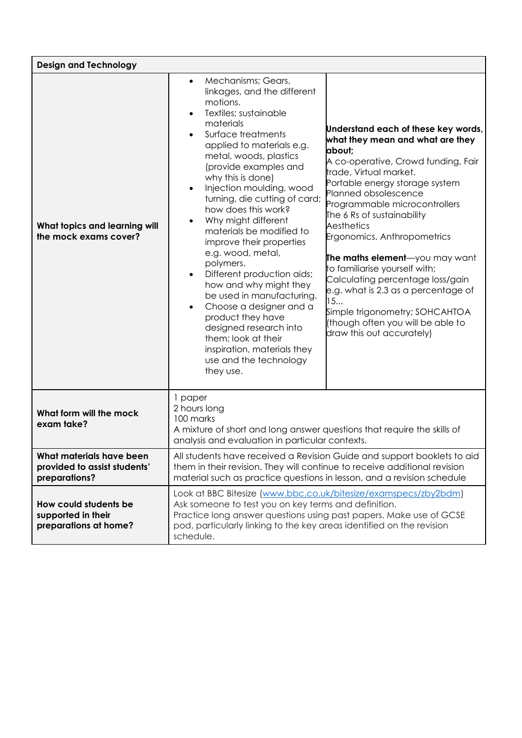| Design and Technology | | |
|---|---|---|
| **What topics and learning will the mock exams cover?** | • Mechanisms; Gears, linkages, and the different motions.<br>• Textiles; sustainable materials<br>• Surface treatments applied to materials e.g. metal, woods, plastics (provide examples and why this is done)<br>• Injection moulding, wood turning, die cutting of card; how does this work?<br>• Why might different materials be modified to improve their properties e.g. wood, metal, polymers.<br>• Different production aids; how and why might they be used in manufacturing.<br>• Choose a designer and a product they have designed research into them; look at their inspiration, materials they use and the technology they use. | **Understand each of these key words, what they mean and what are they about;**<br>A co-operative, Crowd funding, Fair trade, Virtual market.<br>Portable energy storage system<br>Planned obsolescence<br>Programmable microcontrollers<br>The 6 Rs of sustainability<br>Aesthetics<br>Ergonomics, Anthropometrics<br><br>**The maths element**—you may want to familiarise yourself with;<br>Calculating percentage loss/gain e.g. what is 2.3 as a percentage of 15…<br>Simple trigonometry; SOHCAHTOA (though often you will be able to draw this out accurately) |
| **What form will the mock exam take?** | 1 paper<br>2 hours long<br>100 marks<br>A mixture of short and long answer questions that require the skills of analysis and evaluation in particular contexts. | |
| **What materials have been provided to assist students' preparations?** | All students have received a Revision Guide and support booklets to aid them in their revision. They will continue to receive additional revision material such as practice questions in lesson, and a revision schedule | |
| **How could students be supported in their preparations at home?** | Look at BBC Bitesize ([www.bbc.co.uk/bitesize/examspecs/zby2bdm](http://www.bbc.co.uk/bitesize/examspecs/zby2bdm))<br>Ask someone to test you on key terms and definition.<br>Practice long answer questions using past papers. Make use of GCSE pod, particularly linking to the key areas identified on the revision schedule. | |